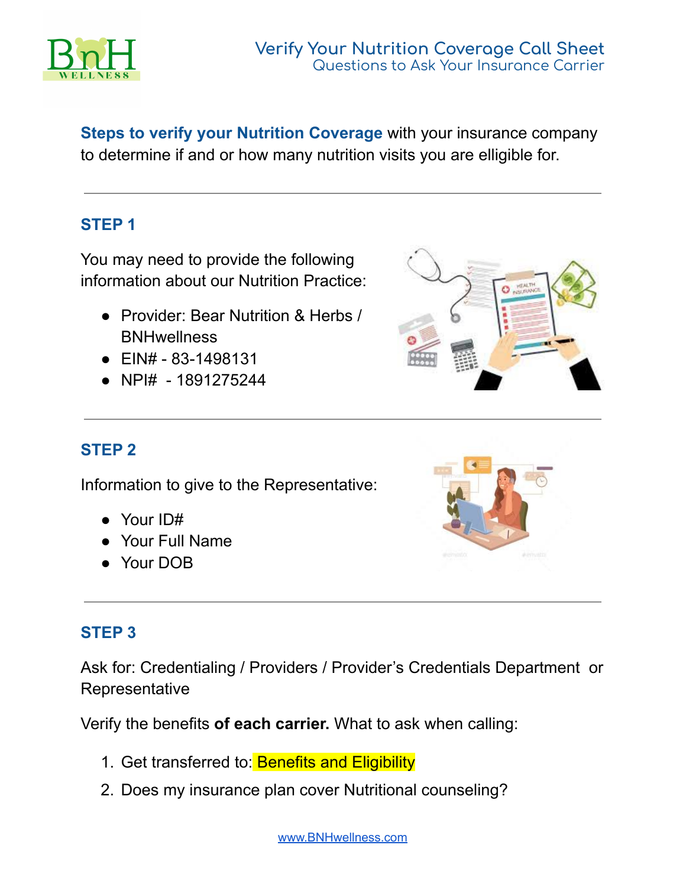# Verify Your Nutrition Coverage Call Sheet

## Questions to Ask Your Insurance Carrier

**Steps to verify your Nutrition Coverage** with your insurance company to determine if and or how many nutrition visits you are elligible for.

---

### STEP 1

You may need to provide the following information about our Nutrition Practice:

- Provider: Bear Nutrition & Herbs / BNHwellness
- EIN# - 83-1498131
- NPI# - 1891275244

---

### STEP 2

Information to give to the Representative:

- Your ID#
- Your Full Name
- Your DOB

---

### STEP 3

Ask for: Credentialing / Providers / Provider's Credentials Department or Representative

Verify the benefits **of each carrier.** What to ask when calling:

1. Get transferred to: Benefits and Eligibility
2. Does my insurance plan cover Nutritional counseling?

www.BNHwellness.com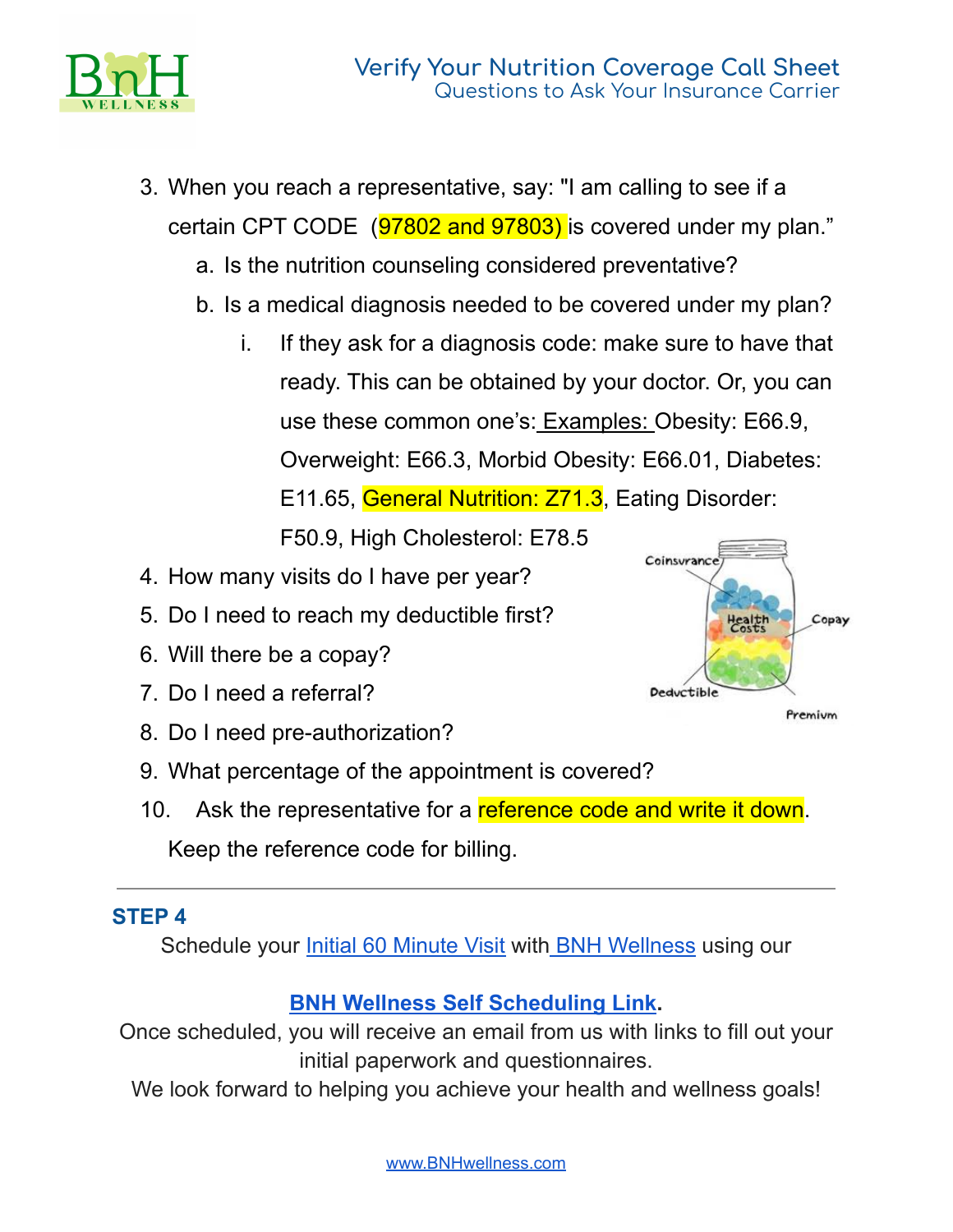3. When you reach a representative, say: "I am calling to see if a certain CPT CODE (97802 and 97803) is covered under my plan."
   a. Is the nutrition counseling considered preventative?
   b. Is a medical diagnosis needed to be covered under my plan?
      i. If they ask for a diagnosis code: make sure to have that ready. This can be obtained by your doctor. Or, you can use these common one's: Examples: Obesity: E66.9, Overweight: E66.3, Morbid Obesity: E66.01, Diabetes: E11.65, General Nutrition: Z71.3, Eating Disorder: F50.9, High Cholesterol: E78.5
4. How many visits do I have per year?
5. Do I need to reach my deductible first?
6. Will there be a copay?
7. Do I need a referral?
8. Do I need pre-authorization?
9. What percentage of the appointment is covered?
10. Ask the representative for a reference code and write it down. Keep the reference code for billing.

Coinsurance

Health Costs

Copay

Deductible

Premium

---

**STEP 4**

Schedule your Initial 60 Minute Visit with BNH Wellness using our

**BNH Wellness Self Scheduling Link.**

Once scheduled, you will receive an email from us with links to fill out your initial paperwork and questionnaires.

We look forward to helping you achieve your health and wellness goals!

www.BNHwellness.com